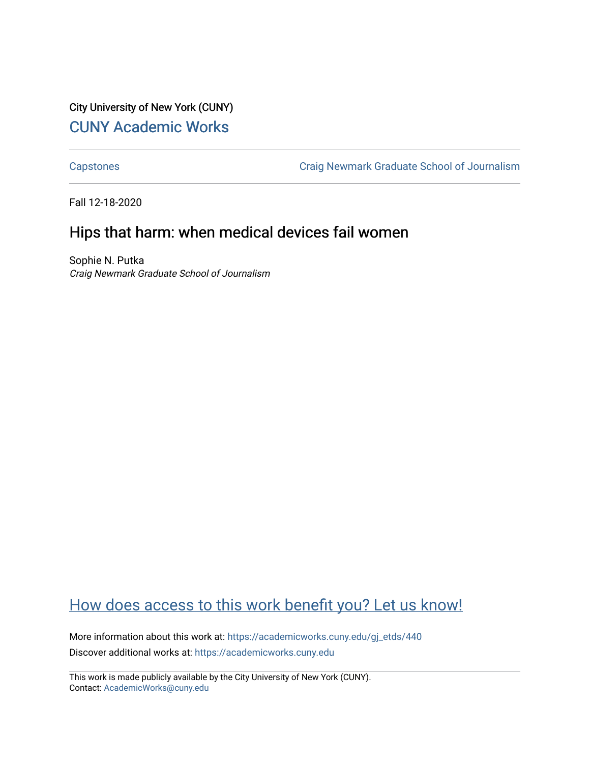City University of New York (CUNY)

# CUNY Academic Works

Capstones | Craig Newmark Graduate School of Journalism

Fall 12-18-2020

## Hips that harm: when medical devices fail women

Sophie N. Putka
*Craig Newmark Graduate School of Journalism*

How does access to this work benefit you? Let us know!

More information about this work at: https://academicworks.cuny.edu/gj_etds/440
Discover additional works at: https://academicworks.cuny.edu

This work is made publicly available by the City University of New York (CUNY).
Contact: AcademicWorks@cuny.edu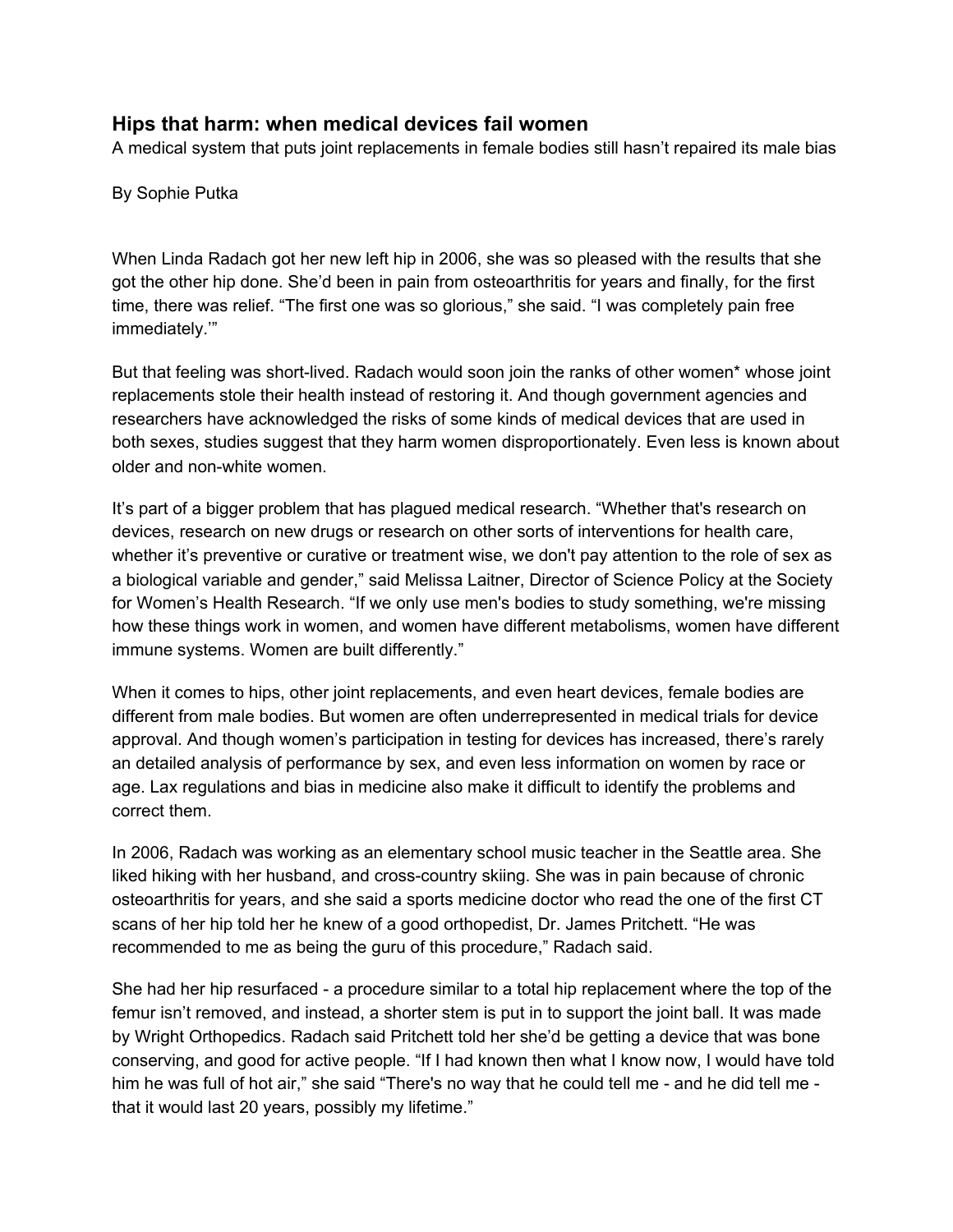## Hips that harm: when medical devices fail women

A medical system that puts joint replacements in female bodies still hasn't repaired its male bias

By Sophie Putka

When Linda Radach got her new left hip in 2006, she was so pleased with the results that she got the other hip done. She'd been in pain from osteoarthritis for years and finally, for the first time, there was relief. "The first one was so glorious," she said. "I was completely pain free immediately.'"

But that feeling was short-lived. Radach would soon join the ranks of other women* whose joint replacements stole their health instead of restoring it. And though government agencies and researchers have acknowledged the risks of some kinds of medical devices that are used in both sexes, studies suggest that they harm women disproportionately. Even less is known about older and non-white women.

It's part of a bigger problem that has plagued medical research. "Whether that's research on devices, research on new drugs or research on other sorts of interventions for health care, whether it's preventive or curative or treatment wise, we don't pay attention to the role of sex as a biological variable and gender," said Melissa Laitner, Director of Science Policy at the Society for Women's Health Research. "If we only use men's bodies to study something, we're missing how these things work in women, and women have different metabolisms, women have different immune systems. Women are built differently."

When it comes to hips, other joint replacements, and even heart devices, female bodies are different from male bodies. But women are often underrepresented in medical trials for device approval. And though women's participation in testing for devices has increased, there's rarely an detailed analysis of performance by sex, and even less information on women by race or age. Lax regulations and bias in medicine also make it difficult to identify the problems and correct them.

In 2006, Radach was working as an elementary school music teacher in the Seattle area. She liked hiking with her husband, and cross-country skiing. She was in pain because of chronic osteoarthritis for years, and she said a sports medicine doctor who read the one of the first CT scans of her hip told her he knew of a good orthopedist, Dr. James Pritchett. "He was recommended to me as being the guru of this procedure," Radach said.

She had her hip resurfaced - a procedure similar to a total hip replacement where the top of the femur isn't removed, and instead, a shorter stem is put in to support the joint ball. It was made by Wright Orthopedics. Radach said Pritchett told her she'd be getting a device that was bone conserving, and good for active people. "If I had known then what I know now, I would have told him he was full of hot air," she said "There's no way that he could tell me - and he did tell me - that it would last 20 years, possibly my lifetime."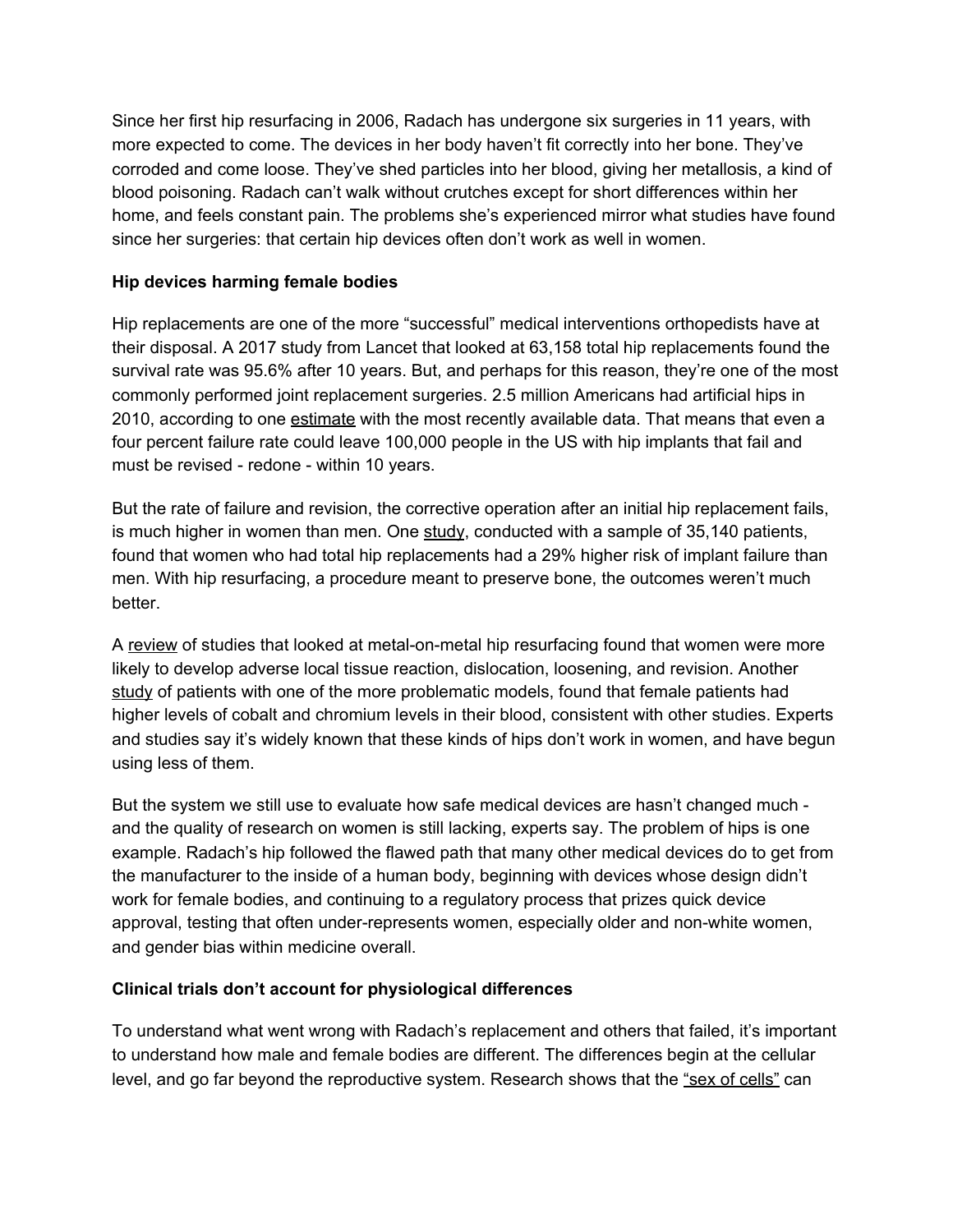Since her first hip resurfacing in 2006, Radach has undergone six surgeries in 11 years, with more expected to come. The devices in her body haven't fit correctly into her bone. They've corroded and come loose. They've shed particles into her blood, giving her metallosis, a kind of blood poisoning. Radach can't walk without crutches except for short differences within her home, and feels constant pain. The problems she's experienced mirror what studies have found since her surgeries: that certain hip devices often don't work as well in women.

**Hip devices harming female bodies**

Hip replacements are one of the more "successful" medical interventions orthopedists have at their disposal. A 2017 study from Lancet that looked at 63,158 total hip replacements found the survival rate was 95.6% after 10 years. But, and perhaps for this reason, they're one of the most commonly performed joint replacement surgeries. 2.5 million Americans had artificial hips in 2010, according to one estimate with the most recently available data. That means that even a four percent failure rate could leave 100,000 people in the US with hip implants that fail and must be revised - redone - within 10 years.

But the rate of failure and revision, the corrective operation after an initial hip replacement fails, is much higher in women than men. One study, conducted with a sample of 35,140 patients, found that women who had total hip replacements had a 29% higher risk of implant failure than men. With hip resurfacing, a procedure meant to preserve bone, the outcomes weren't much better.

A review of studies that looked at metal-on-metal hip resurfacing found that women were more likely to develop adverse local tissue reaction, dislocation, loosening, and revision. Another study of patients with one of the more problematic models, found that female patients had higher levels of cobalt and chromium levels in their blood, consistent with other studies. Experts and studies say it's widely known that these kinds of hips don't work in women, and have begun using less of them.

But the system we still use to evaluate how safe medical devices are hasn't changed much - and the quality of research on women is still lacking, experts say. The problem of hips is one example. Radach's hip followed the flawed path that many other medical devices do to get from the manufacturer to the inside of a human body, beginning with devices whose design didn't work for female bodies, and continuing to a regulatory process that prizes quick device approval, testing that often under-represents women, especially older and non-white women, and gender bias within medicine overall.

**Clinical trials don't account for physiological differences**

To understand what went wrong with Radach's replacement and others that failed, it's important to understand how male and female bodies are different. The differences begin at the cellular level, and go far beyond the reproductive system. Research shows that the "sex of cells" can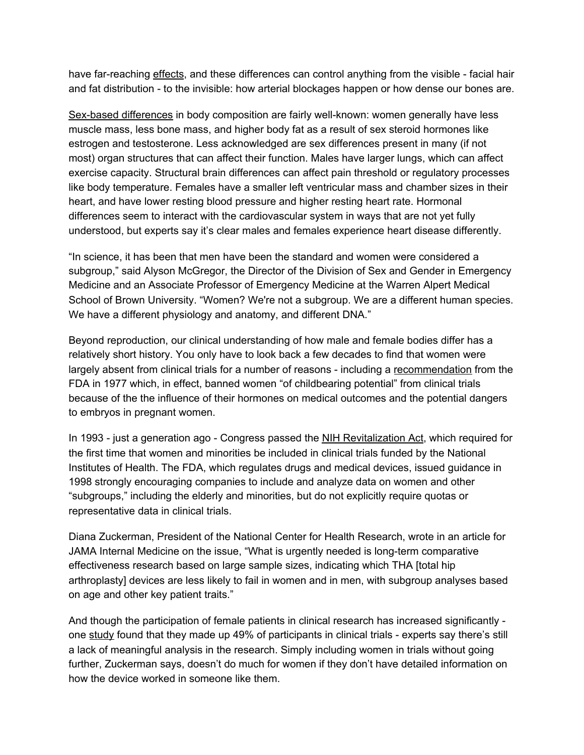have far-reaching effects, and these differences can control anything from the visible - facial hair and fat distribution - to the invisible: how arterial blockages happen or how dense our bones are.

Sex-based differences in body composition are fairly well-known: women generally have less muscle mass, less bone mass, and higher body fat as a result of sex steroid hormones like estrogen and testosterone. Less acknowledged are sex differences present in many (if not most) organ structures that can affect their function. Males have larger lungs, which can affect exercise capacity. Structural brain differences can affect pain threshold or regulatory processes like body temperature. Females have a smaller left ventricular mass and chamber sizes in their heart, and have lower resting blood pressure and higher resting heart rate. Hormonal differences seem to interact with the cardiovascular system in ways that are not yet fully understood, but experts say it's clear males and females experience heart disease differently.

"In science, it has been that men have been the standard and women were considered a subgroup," said Alyson McGregor, the Director of the Division of Sex and Gender in Emergency Medicine and an Associate Professor of Emergency Medicine at the Warren Alpert Medical School of Brown University. "Women? We're not a subgroup. We are a different human species. We have a different physiology and anatomy, and different DNA."

Beyond reproduction, our clinical understanding of how male and female bodies differ has a relatively short history. You only have to look back a few decades to find that women were largely absent from clinical trials for a number of reasons - including a recommendation from the FDA in 1977 which, in effect, banned women "of childbearing potential" from clinical trials because of the the influence of their hormones on medical outcomes and the potential dangers to embryos in pregnant women.

In 1993 - just a generation ago - Congress passed the NIH Revitalization Act, which required for the first time that women and minorities be included in clinical trials funded by the National Institutes of Health. The FDA, which regulates drugs and medical devices, issued guidance in 1998 strongly encouraging companies to include and analyze data on women and other "subgroups," including the elderly and minorities, but do not explicitly require quotas or representative data in clinical trials.

Diana Zuckerman, President of the National Center for Health Research, wrote in an article for JAMA Internal Medicine on the issue, "What is urgently needed is long-term comparative effectiveness research based on large sample sizes, indicating which THA [total hip arthroplasty] devices are less likely to fail in women and in men, with subgroup analyses based on age and other key patient traits."

And though the participation of female patients in clinical research has increased significantly - one study found that they made up 49% of participants in clinical trials - experts say there's still a lack of meaningful analysis in the research. Simply including women in trials without going further, Zuckerman says, doesn't do much for women if they don't have detailed information on how the device worked in someone like them.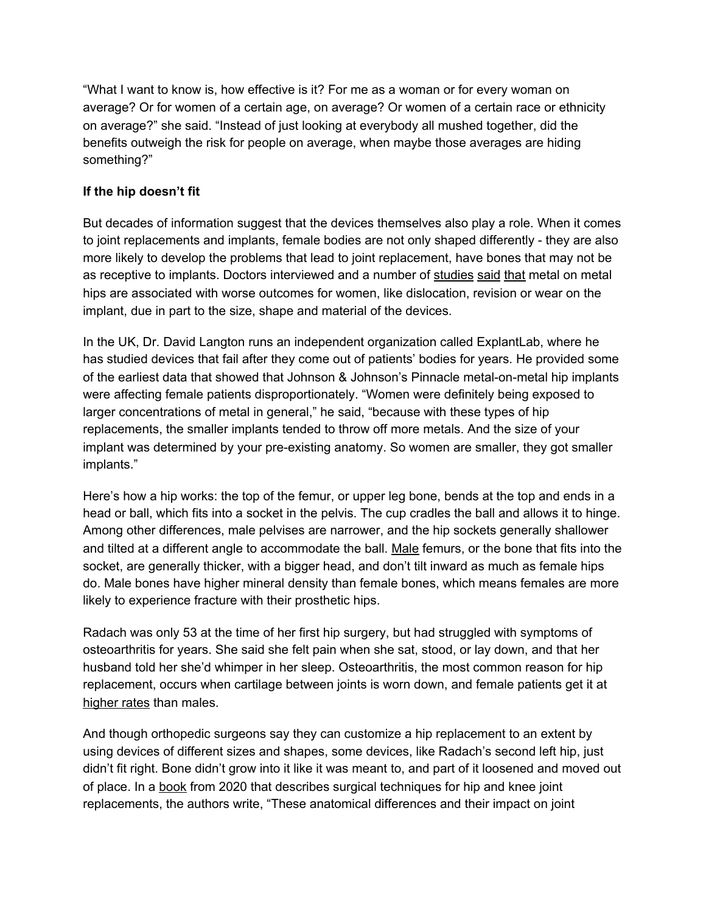"What I want to know is, how effective is it? For me as a woman or for every woman on average? Or for women of a certain age, on average? Or women of a certain race or ethnicity on average?" she said. "Instead of just looking at everybody all mushed together, did the benefits outweigh the risk for people on average, when maybe those averages are hiding something?"

**If the hip doesn't fit**

But decades of information suggest that the devices themselves also play a role. When it comes to joint replacements and implants, female bodies are not only shaped differently - they are also more likely to develop the problems that lead to joint replacement, have bones that may not be as receptive to implants. Doctors interviewed and a number of studies said that metal on metal hips are associated with worse outcomes for women, like dislocation, revision or wear on the implant, due in part to the size, shape and material of the devices.

In the UK, Dr. David Langton runs an independent organization called ExplantLab, where he has studied devices that fail after they come out of patients' bodies for years. He provided some of the earliest data that showed that Johnson & Johnson's Pinnacle metal-on-metal hip implants were affecting female patients disproportionately. "Women were definitely being exposed to larger concentrations of metal in general," he said, "because with these types of hip replacements, the smaller implants tended to throw off more metals. And the size of your implant was determined by your pre-existing anatomy. So women are smaller, they got smaller implants."

Here's how a hip works: the top of the femur, or upper leg bone, bends at the top and ends in a head or ball, which fits into a socket in the pelvis. The cup cradles the ball and allows it to hinge. Among other differences, male pelvises are narrower, and the hip sockets generally shallower and tilted at a different angle to accommodate the ball. Male femurs, or the bone that fits into the socket, are generally thicker, with a bigger head, and don't tilt inward as much as female hips do. Male bones have higher mineral density than female bones, which means females are more likely to experience fracture with their prosthetic hips.

Radach was only 53 at the time of her first hip surgery, but had struggled with symptoms of osteoarthritis for years. She said she felt pain when she sat, stood, or lay down, and that her husband told her she'd whimper in her sleep. Osteoarthritis, the most common reason for hip replacement, occurs when cartilage between joints is worn down, and female patients get it at higher rates than males.

And though orthopedic surgeons say they can customize a hip replacement to an extent by using devices of different sizes and shapes, some devices, like Radach's second left hip, just didn't fit right. Bone didn't grow into it like it was meant to, and part of it loosened and moved out of place. In a book from 2020 that describes surgical techniques for hip and knee joint replacements, the authors write, "These anatomical differences and their impact on joint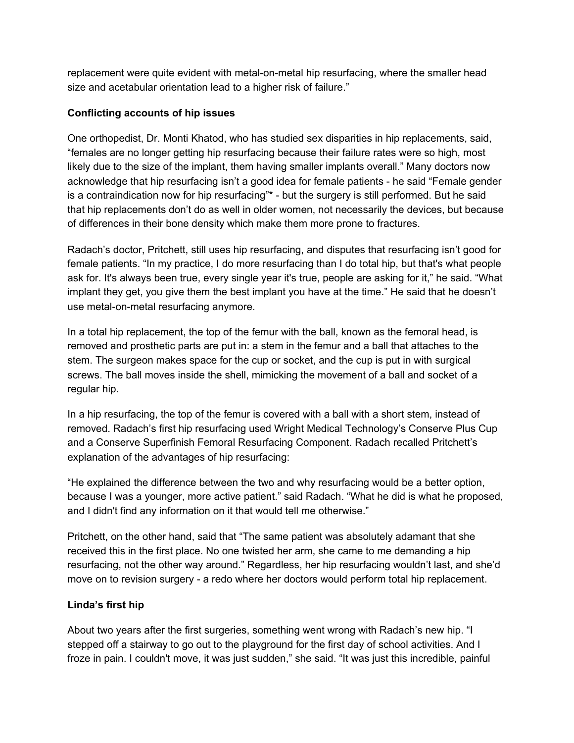replacement were quite evident with metal-on-metal hip resurfacing, where the smaller head size and acetabular orientation lead to a higher risk of failure."

**Conflicting accounts of hip issues**

One orthopedist, Dr. Monti Khatod, who has studied sex disparities in hip replacements, said, "females are no longer getting hip resurfacing because their failure rates were so high, most likely due to the size of the implant, them having smaller implants overall." Many doctors now acknowledge that hip resurfacing isn't a good idea for female patients - he said "Female gender is a contraindication now for hip resurfacing"* - but the surgery is still performed. But he said that hip replacements don't do as well in older women, not necessarily the devices, but because of differences in their bone density which make them more prone to fractures.

Radach's doctor, Pritchett, still uses hip resurfacing, and disputes that resurfacing isn't good for female patients. "In my practice, I do more resurfacing than I do total hip, but that's what people ask for. It's always been true, every single year it's true, people are asking for it," he said. "What implant they get, you give them the best implant you have at the time." He said that he doesn't use metal-on-metal resurfacing anymore.

In a total hip replacement, the top of the femur with the ball, known as the femoral head, is removed and prosthetic parts are put in: a stem in the femur and a ball that attaches to the stem. The surgeon makes space for the cup or socket, and the cup is put in with surgical screws. The ball moves inside the shell, mimicking the movement of a ball and socket of a regular hip.

In a hip resurfacing, the top of the femur is covered with a ball with a short stem, instead of removed. Radach's first hip resurfacing used Wright Medical Technology's Conserve Plus Cup and a Conserve Superfinish Femoral Resurfacing Component. Radach recalled Pritchett's explanation of the advantages of hip resurfacing:

"He explained the difference between the two and why resurfacing would be a better option, because I was a younger, more active patient." said Radach. "What he did is what he proposed, and I didn't find any information on it that would tell me otherwise."

Pritchett, on the other hand, said that "The same patient was absolutely adamant that she received this in the first place. No one twisted her arm, she came to me demanding a hip resurfacing, not the other way around." Regardless, her hip resurfacing wouldn't last, and she'd move on to revision surgery - a redo where her doctors would perform total hip replacement.

**Linda's first hip**

About two years after the first surgeries, something went wrong with Radach's new hip. "I stepped off a stairway to go out to the playground for the first day of school activities. And I froze in pain. I couldn't move, it was just sudden," she said. "It was just this incredible, painful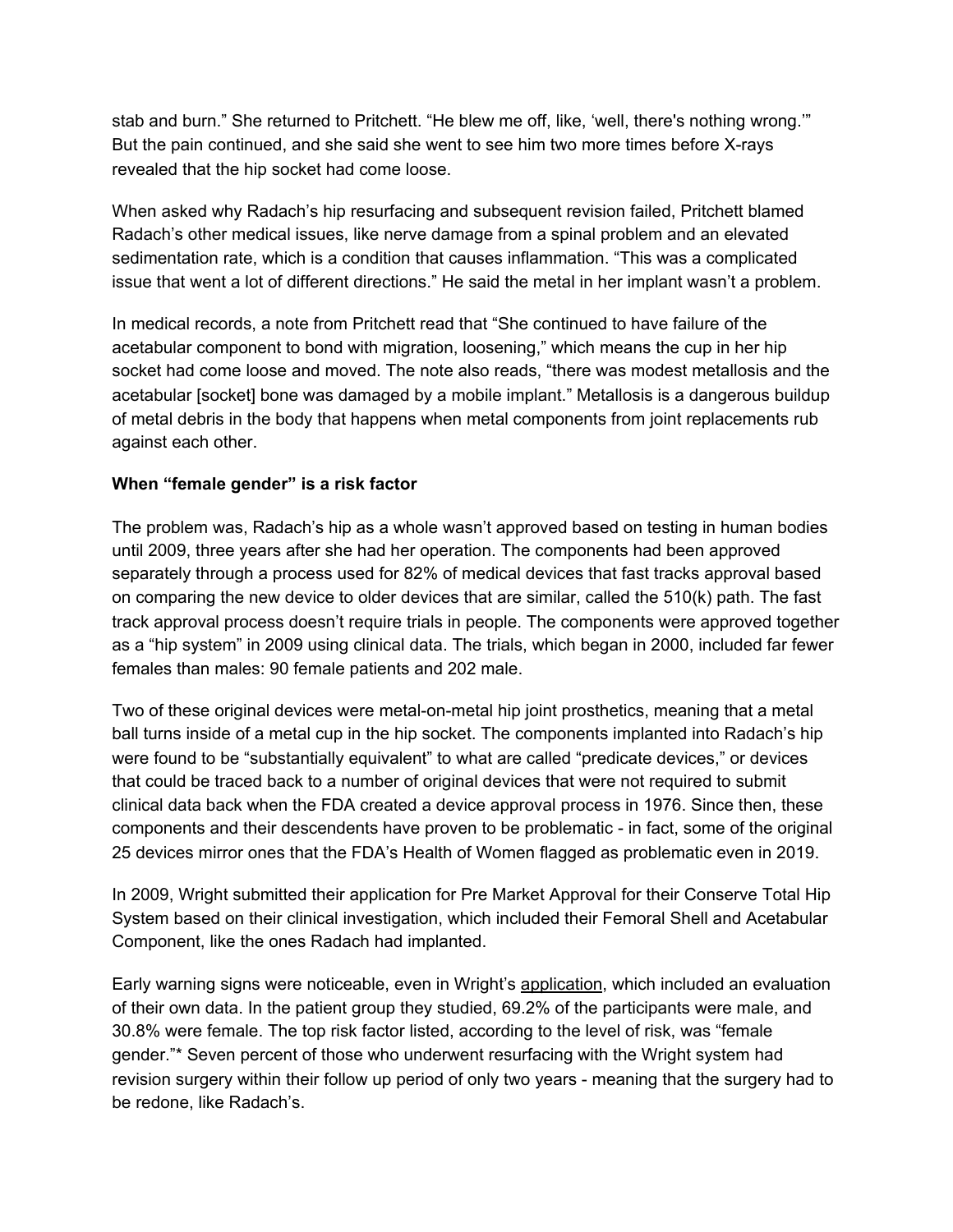stab and burn." She returned to Pritchett. "He blew me off, like, 'well, there's nothing wrong.'" But the pain continued, and she said she went to see him two more times before X-rays revealed that the hip socket had come loose.

When asked why Radach's hip resurfacing and subsequent revision failed, Pritchett blamed Radach's other medical issues, like nerve damage from a spinal problem and an elevated sedimentation rate, which is a condition that causes inflammation. "This was a complicated issue that went a lot of different directions." He said the metal in her implant wasn't a problem.

In medical records, a note from Pritchett read that "She continued to have failure of the acetabular component to bond with migration, loosening," which means the cup in her hip socket had come loose and moved. The note also reads, "there was modest metallosis and the acetabular [socket] bone was damaged by a mobile implant." Metallosis is a dangerous buildup of metal debris in the body that happens when metal components from joint replacements rub against each other.

**When "female gender" is a risk factor**

The problem was, Radach's hip as a whole wasn't approved based on testing in human bodies until 2009, three years after she had her operation. The components had been approved separately through a process used for 82% of medical devices that fast tracks approval based on comparing the new device to older devices that are similar, called the 510(k) path. The fast track approval process doesn't require trials in people. The components were approved together as a "hip system" in 2009 using clinical data. The trials, which began in 2000, included far fewer females than males: 90 female patients and 202 male.

Two of these original devices were metal-on-metal hip joint prosthetics, meaning that a metal ball turns inside of a metal cup in the hip socket. The components implanted into Radach's hip were found to be "substantially equivalent" to what are called "predicate devices," or devices that could be traced back to a number of original devices that were not required to submit clinical data back when the FDA created a device approval process in 1976. Since then, these components and their descendents have proven to be problematic - in fact, some of the original 25 devices mirror ones that the FDA's Health of Women flagged as problematic even in 2019.

In 2009, Wright submitted their application for Pre Market Approval for their Conserve Total Hip System based on their clinical investigation, which included their Femoral Shell and Acetabular Component, like the ones Radach had implanted.

Early warning signs were noticeable, even in Wright's application, which included an evaluation of their own data. In the patient group they studied, 69.2% of the participants were male, and 30.8% were female. The top risk factor listed, according to the level of risk, was "female gender."* Seven percent of those who underwent resurfacing with the Wright system had revision surgery within their follow up period of only two years - meaning that the surgery had to be redone, like Radach's.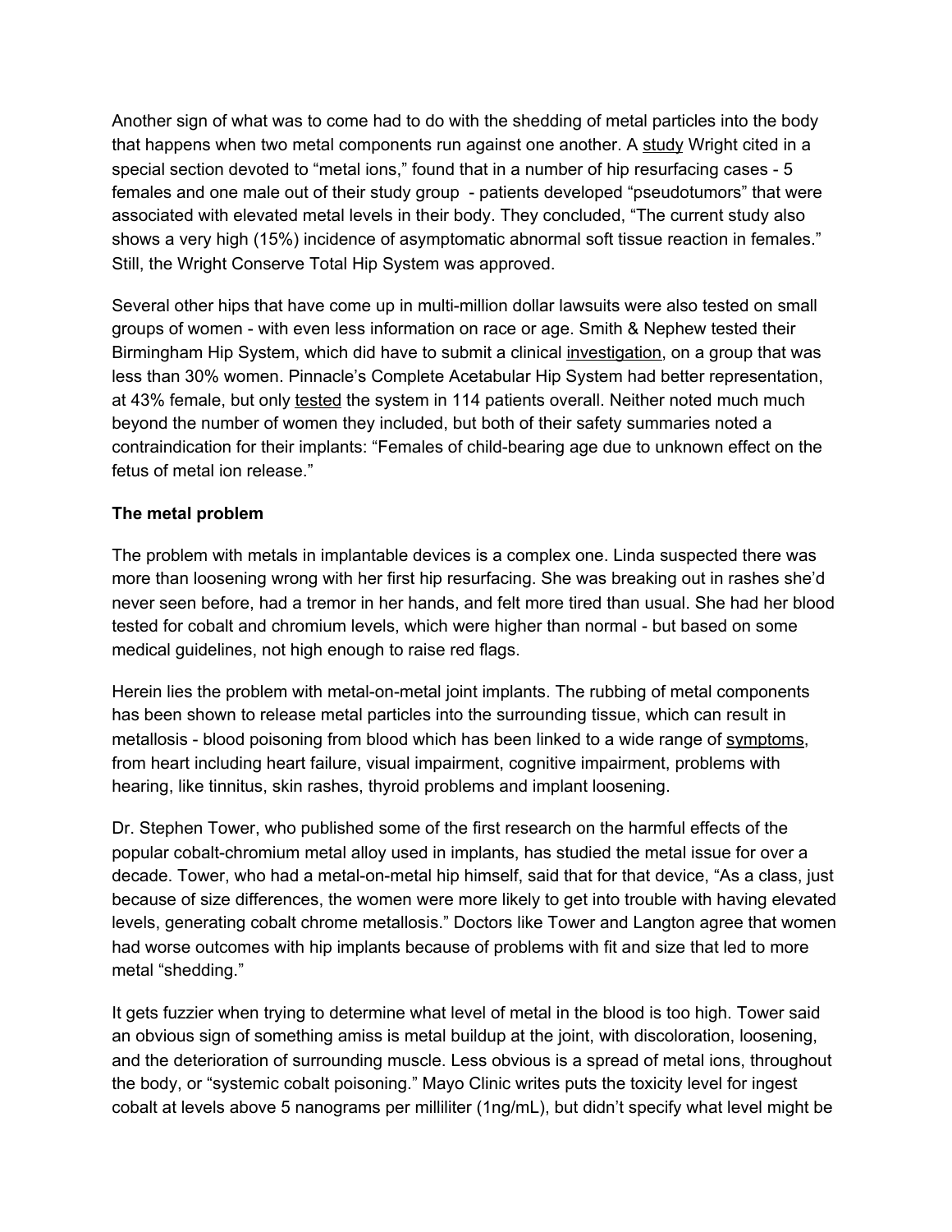Another sign of what was to come had to do with the shedding of metal particles into the body that happens when two metal components run against one another. A study Wright cited in a special section devoted to "metal ions," found that in a number of hip resurfacing cases - 5 females and one male out of their study group - patients developed "pseudotumors" that were associated with elevated metal levels in their body. They concluded, "The current study also shows a very high (15%) incidence of asymptomatic abnormal soft tissue reaction in females." Still, the Wright Conserve Total Hip System was approved.

Several other hips that have come up in multi-million dollar lawsuits were also tested on small groups of women - with even less information on race or age. Smith & Nephew tested their Birmingham Hip System, which did have to submit a clinical investigation, on a group that was less than 30% women. Pinnacle's Complete Acetabular Hip System had better representation, at 43% female, but only tested the system in 114 patients overall. Neither noted much much beyond the number of women they included, but both of their safety summaries noted a contraindication for their implants: "Females of child-bearing age due to unknown effect on the fetus of metal ion release."

**The metal problem**

The problem with metals in implantable devices is a complex one. Linda suspected there was more than loosening wrong with her first hip resurfacing. She was breaking out in rashes she'd never seen before, had a tremor in her hands, and felt more tired than usual. She had her blood tested for cobalt and chromium levels, which were higher than normal - but based on some medical guidelines, not high enough to raise red flags.

Herein lies the problem with metal-on-metal joint implants. The rubbing of metal components has been shown to release metal particles into the surrounding tissue, which can result in metallosis - blood poisoning from blood which has been linked to a wide range of symptoms, from heart including heart failure, visual impairment, cognitive impairment, problems with hearing, like tinnitus, skin rashes, thyroid problems and implant loosening.

Dr. Stephen Tower, who published some of the first research on the harmful effects of the popular cobalt-chromium metal alloy used in implants, has studied the metal issue for over a decade. Tower, who had a metal-on-metal hip himself, said that for that device, "As a class, just because of size differences, the women were more likely to get into trouble with having elevated levels, generating cobalt chrome metallosis." Doctors like Tower and Langton agree that women had worse outcomes with hip implants because of problems with fit and size that led to more metal "shedding."

It gets fuzzier when trying to determine what level of metal in the blood is too high. Tower said an obvious sign of something amiss is metal buildup at the joint, with discoloration, loosening, and the deterioration of surrounding muscle. Less obvious is a spread of metal ions, throughout the body, or "systemic cobalt poisoning." Mayo Clinic writes puts the toxicity level for ingest cobalt at levels above 5 nanograms per milliliter (1ng/mL), but didn't specify what level might be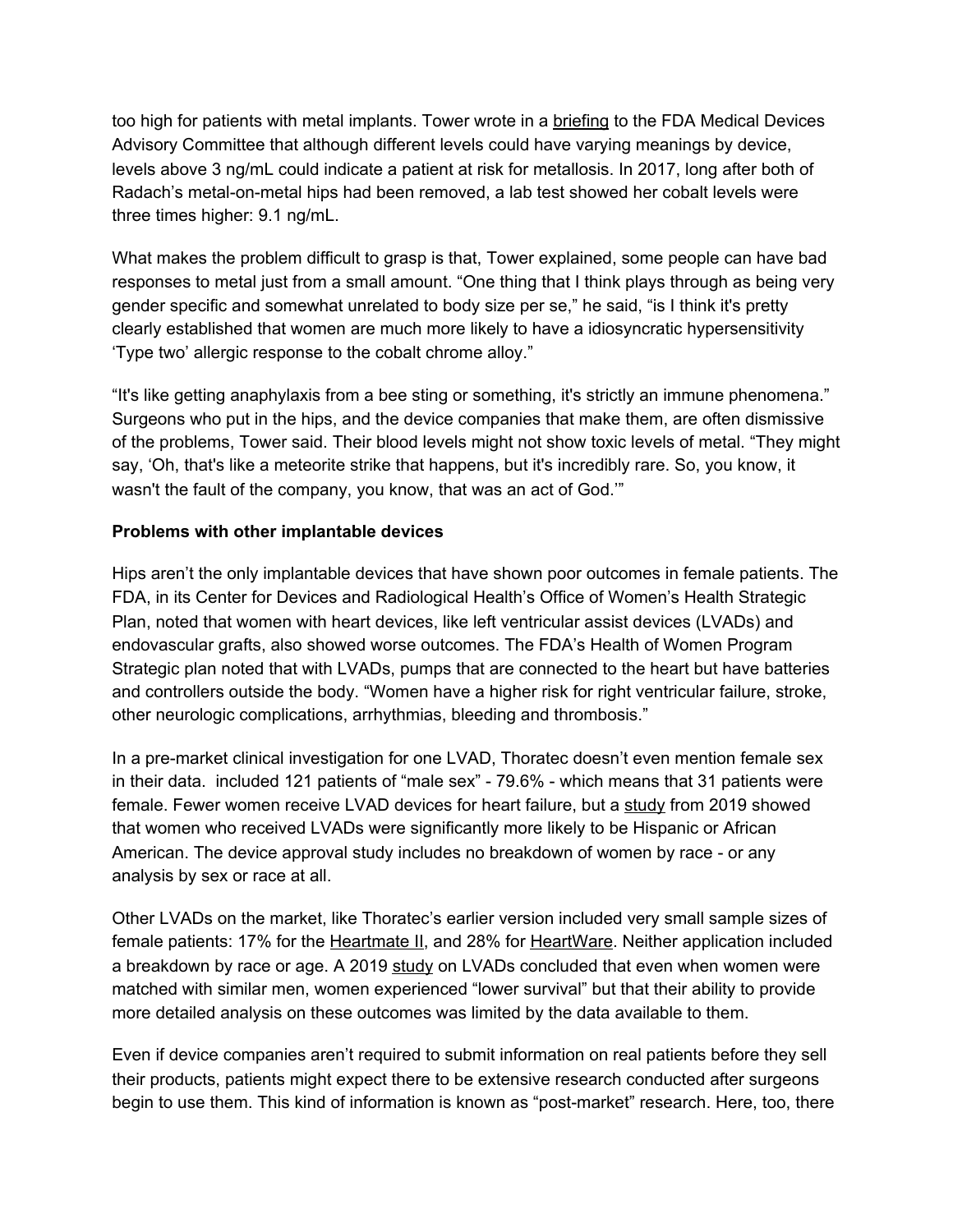too high for patients with metal implants. Tower wrote in a briefing to the FDA Medical Devices Advisory Committee that although different levels could have varying meanings by device, levels above 3 ng/mL could indicate a patient at risk for metallosis. In 2017, long after both of Radach's metal-on-metal hips had been removed, a lab test showed her cobalt levels were three times higher: 9.1 ng/mL.

What makes the problem difficult to grasp is that, Tower explained, some people can have bad responses to metal just from a small amount. "One thing that I think plays through as being very gender specific and somewhat unrelated to body size per se," he said, "is I think it's pretty clearly established that women are much more likely to have a idiosyncratic hypersensitivity 'Type two' allergic response to the cobalt chrome alloy."

"It's like getting anaphylaxis from a bee sting or something, it's strictly an immune phenomena." Surgeons who put in the hips, and the device companies that make them, are often dismissive of the problems, Tower said. Their blood levels might not show toxic levels of metal. "They might say, 'Oh, that's like a meteorite strike that happens, but it's incredibly rare. So, you know, it wasn't the fault of the company, you know, that was an act of God.'"

**Problems with other implantable devices**

Hips aren't the only implantable devices that have shown poor outcomes in female patients. The FDA, in its Center for Devices and Radiological Health's Office of Women's Health Strategic Plan, noted that women with heart devices, like left ventricular assist devices (LVADs) and endovascular grafts, also showed worse outcomes. The FDA's Health of Women Program Strategic plan noted that with LVADs, pumps that are connected to the heart but have batteries and controllers outside the body. "Women have a higher risk for right ventricular failure, stroke, other neurologic complications, arrhythmias, bleeding and thrombosis."

In a pre-market clinical investigation for one LVAD, Thoratec doesn't even mention female sex in their data.  included 121 patients of "male sex" - 79.6% - which means that 31 patients were female. Fewer women receive LVAD devices for heart failure, but a study from 2019 showed that women who received LVADs were significantly more likely to be Hispanic or African American. The device approval study includes no breakdown of women by race - or any analysis by sex or race at all.

Other LVADs on the market, like Thoratec's earlier version included very small sample sizes of female patients: 17% for the Heartmate II, and 28% for HeartWare. Neither application included a breakdown by race or age. A 2019 study on LVADs concluded that even when women were matched with similar men, women experienced "lower survival" but that their ability to provide more detailed analysis on these outcomes was limited by the data available to them.

Even if device companies aren't required to submit information on real patients before they sell their products, patients might expect there to be extensive research conducted after surgeons begin to use them. This kind of information is known as "post-market" research. Here, too, there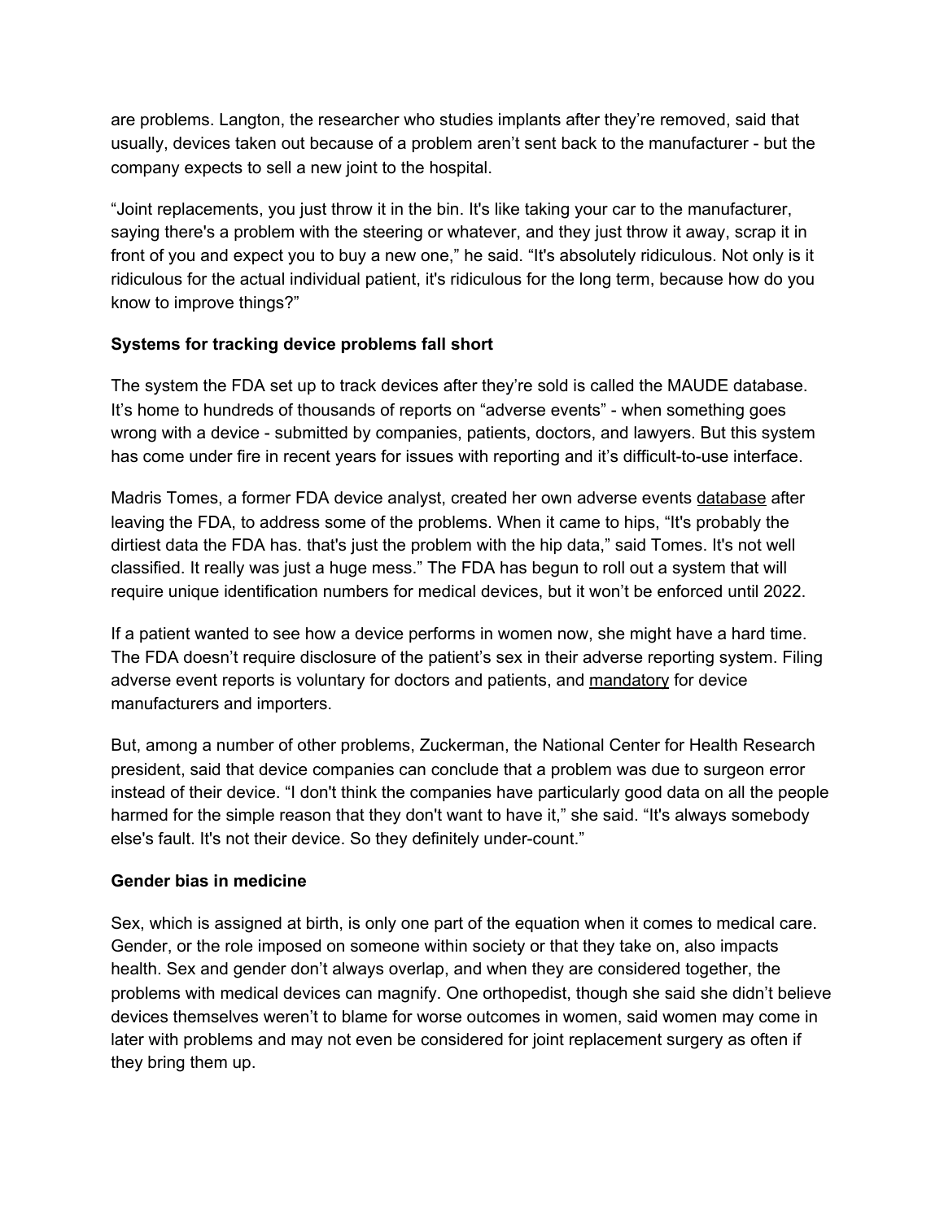are problems. Langton, the researcher who studies implants after they're removed, said that usually, devices taken out because of a problem aren't sent back to the manufacturer - but the company expects to sell a new joint to the hospital.

"Joint replacements, you just throw it in the bin. It's like taking your car to the manufacturer, saying there's a problem with the steering or whatever, and they just throw it away, scrap it in front of you and expect you to buy a new one," he said. "It's absolutely ridiculous. Not only is it ridiculous for the actual individual patient, it's ridiculous for the long term, because how do you know to improve things?"

**Systems for tracking device problems fall short**

The system the FDA set up to track devices after they're sold is called the MAUDE database. It's home to hundreds of thousands of reports on "adverse events" - when something goes wrong with a device - submitted by companies, patients, doctors, and lawyers. But this system has come under fire in recent years for issues with reporting and it's difficult-to-use interface.

Madris Tomes, a former FDA device analyst, created her own adverse events database after leaving the FDA, to address some of the problems. When it came to hips, "It's probably the dirtiest data the FDA has. that's just the problem with the hip data," said Tomes. It's not well classified. It really was just a huge mess." The FDA has begun to roll out a system that will require unique identification numbers for medical devices, but it won't be enforced until 2022.

If a patient wanted to see how a device performs in women now, she might have a hard time. The FDA doesn't require disclosure of the patient's sex in their adverse reporting system. Filing adverse event reports is voluntary for doctors and patients, and mandatory for device manufacturers and importers.

But, among a number of other problems, Zuckerman, the National Center for Health Research president, said that device companies can conclude that a problem was due to surgeon error instead of their device. "I don't think the companies have particularly good data on all the people harmed for the simple reason that they don't want to have it," she said. "It's always somebody else's fault. It's not their device. So they definitely under-count."

**Gender bias in medicine**

Sex, which is assigned at birth, is only one part of the equation when it comes to medical care. Gender, or the role imposed on someone within society or that they take on, also impacts health. Sex and gender don't always overlap, and when they are considered together, the problems with medical devices can magnify. One orthopedist, though she said she didn't believe devices themselves weren't to blame for worse outcomes in women, said women may come in later with problems and may not even be considered for joint replacement surgery as often if they bring them up.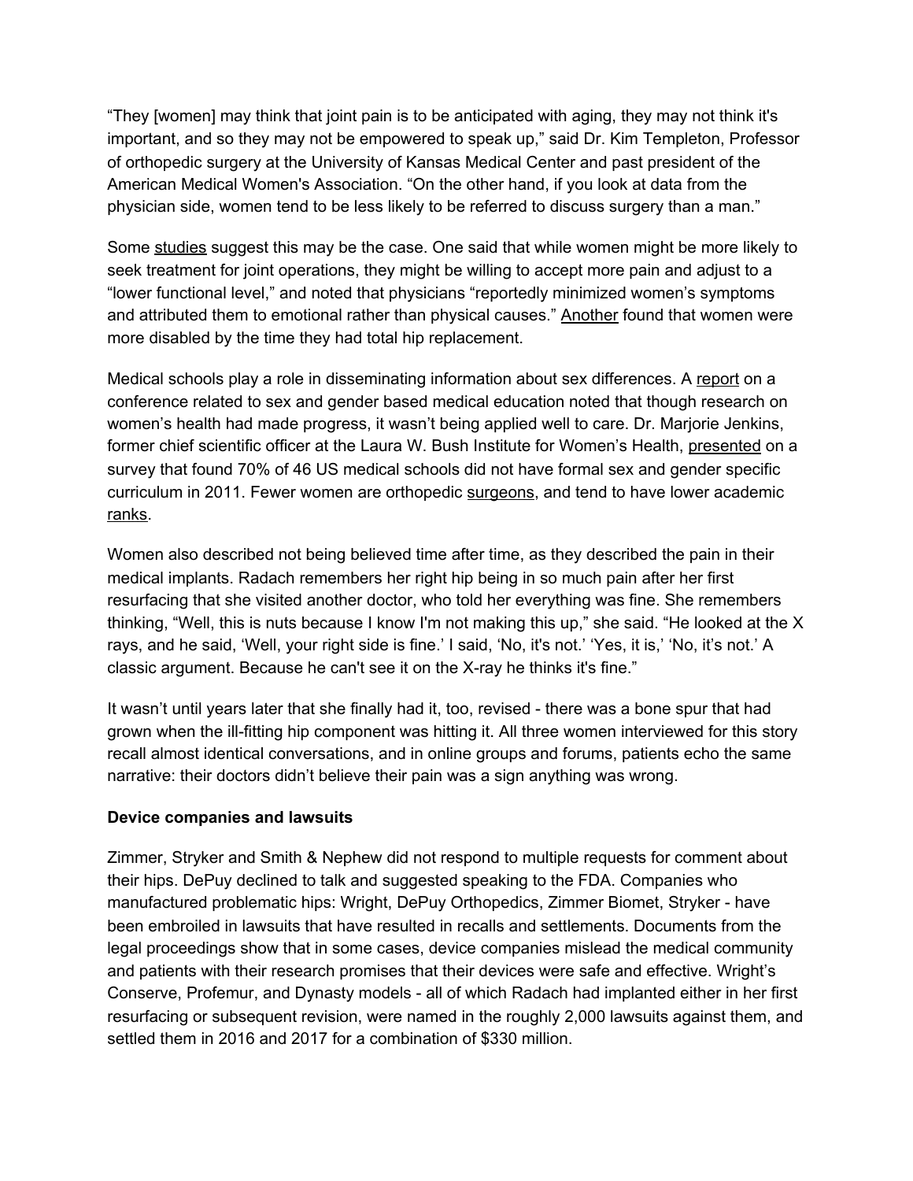"They [women] may think that joint pain is to be anticipated with aging, they may not think it's important, and so they may not be empowered to speak up," said Dr. Kim Templeton, Professor of orthopedic surgery at the University of Kansas Medical Center and past president of the American Medical Women's Association. "On the other hand, if you look at data from the physician side, women tend to be less likely to be referred to discuss surgery than a man."

Some studies suggest this may be the case. One said that while women might be more likely to seek treatment for joint operations, they might be willing to accept more pain and adjust to a "lower functional level," and noted that physicians "reportedly minimized women's symptoms and attributed them to emotional rather than physical causes." Another found that women were more disabled by the time they had total hip replacement.

Medical schools play a role in disseminating information about sex differences. A report on a conference related to sex and gender based medical education noted that though research on women's health had made progress, it wasn't being applied well to care. Dr. Marjorie Jenkins, former chief scientific officer at the Laura W. Bush Institute for Women's Health, presented on a survey that found 70% of 46 US medical schools did not have formal sex and gender specific curriculum in 2011. Fewer women are orthopedic surgeons, and tend to have lower academic ranks.

Women also described not being believed time after time, as they described the pain in their medical implants. Radach remembers her right hip being in so much pain after her first resurfacing that she visited another doctor, who told her everything was fine. She remembers thinking, "Well, this is nuts because I know I'm not making this up," she said. "He looked at the X rays, and he said, 'Well, your right side is fine.' I said, 'No, it's not.' 'Yes, it is,' 'No, it's not.' A classic argument. Because he can't see it on the X-ray he thinks it's fine."

It wasn't until years later that she finally had it, too, revised - there was a bone spur that had grown when the ill-fitting hip component was hitting it. All three women interviewed for this story recall almost identical conversations, and in online groups and forums, patients echo the same narrative: their doctors didn't believe their pain was a sign anything was wrong.

**Device companies and lawsuits**

Zimmer, Stryker and Smith & Nephew did not respond to multiple requests for comment about their hips. DePuy declined to talk and suggested speaking to the FDA. Companies who manufactured problematic hips: Wright, DePuy Orthopedics, Zimmer Biomet, Stryker - have been embroiled in lawsuits that have resulted in recalls and settlements. Documents from the legal proceedings show that in some cases, device companies mislead the medical community and patients with their research promises that their devices were safe and effective. Wright's Conserve, Profemur, and Dynasty models - all of which Radach had implanted either in her first resurfacing or subsequent revision, were named in the roughly 2,000 lawsuits against them, and settled them in 2016 and 2017 for a combination of $330 million.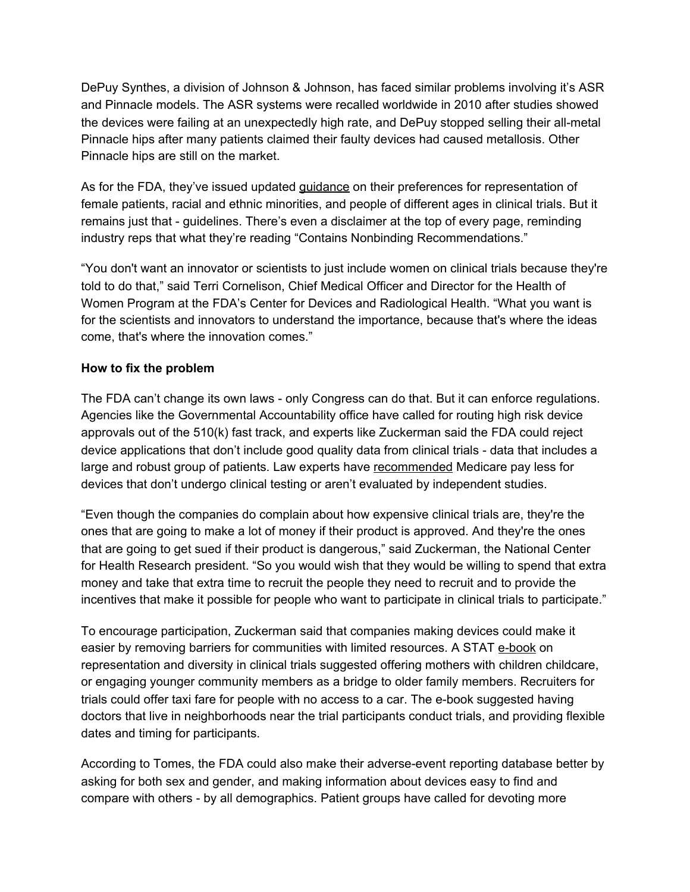DePuy Synthes, a division of Johnson & Johnson, has faced similar problems involving it's ASR and Pinnacle models. The ASR systems were recalled worldwide in 2010 after studies showed the devices were failing at an unexpectedly high rate, and DePuy stopped selling their all-metal Pinnacle hips after many patients claimed their faulty devices had caused metallosis. Other Pinnacle hips are still on the market.

As for the FDA, they've issued updated guidance on their preferences for representation of female patients, racial and ethnic minorities, and people of different ages in clinical trials. But it remains just that - guidelines. There's even a disclaimer at the top of every page, reminding industry reps that what they're reading "Contains Nonbinding Recommendations."

"You don't want an innovator or scientists to just include women on clinical trials because they're told to do that," said Terri Cornelison, Chief Medical Officer and Director for the Health of Women Program at the FDA's Center for Devices and Radiological Health. "What you want is for the scientists and innovators to understand the importance, because that's where the ideas come, that's where the innovation comes."

**How to fix the problem**

The FDA can't change its own laws - only Congress can do that. But it can enforce regulations. Agencies like the Governmental Accountability office have called for routing high risk device approvals out of the 510(k) fast track, and experts like Zuckerman said the FDA could reject device applications that don't include good quality data from clinical trials - data that includes a large and robust group of patients. Law experts have recommended Medicare pay less for devices that don't undergo clinical testing or aren't evaluated by independent studies.

"Even though the companies do complain about how expensive clinical trials are, they're the ones that are going to make a lot of money if their product is approved. And they're the ones that are going to get sued if their product is dangerous," said Zuckerman, the National Center for Health Research president. "So you would wish that they would be willing to spend that extra money and take that extra time to recruit the people they need to recruit and to provide the incentives that make it possible for people who want to participate in clinical trials to participate."

To encourage participation, Zuckerman said that companies making devices could make it easier by removing barriers for communities with limited resources. A STAT e-book on representation and diversity in clinical trials suggested offering mothers with children childcare, or engaging younger community members as a bridge to older family members. Recruiters for trials could offer taxi fare for people with no access to a car. The e-book suggested having doctors that live in neighborhoods near the trial participants conduct trials, and providing flexible dates and timing for participants.

According to Tomes, the FDA could also make their adverse-event reporting database better by asking for both sex and gender, and making information about devices easy to find and compare with others - by all demographics. Patient groups have called for devoting more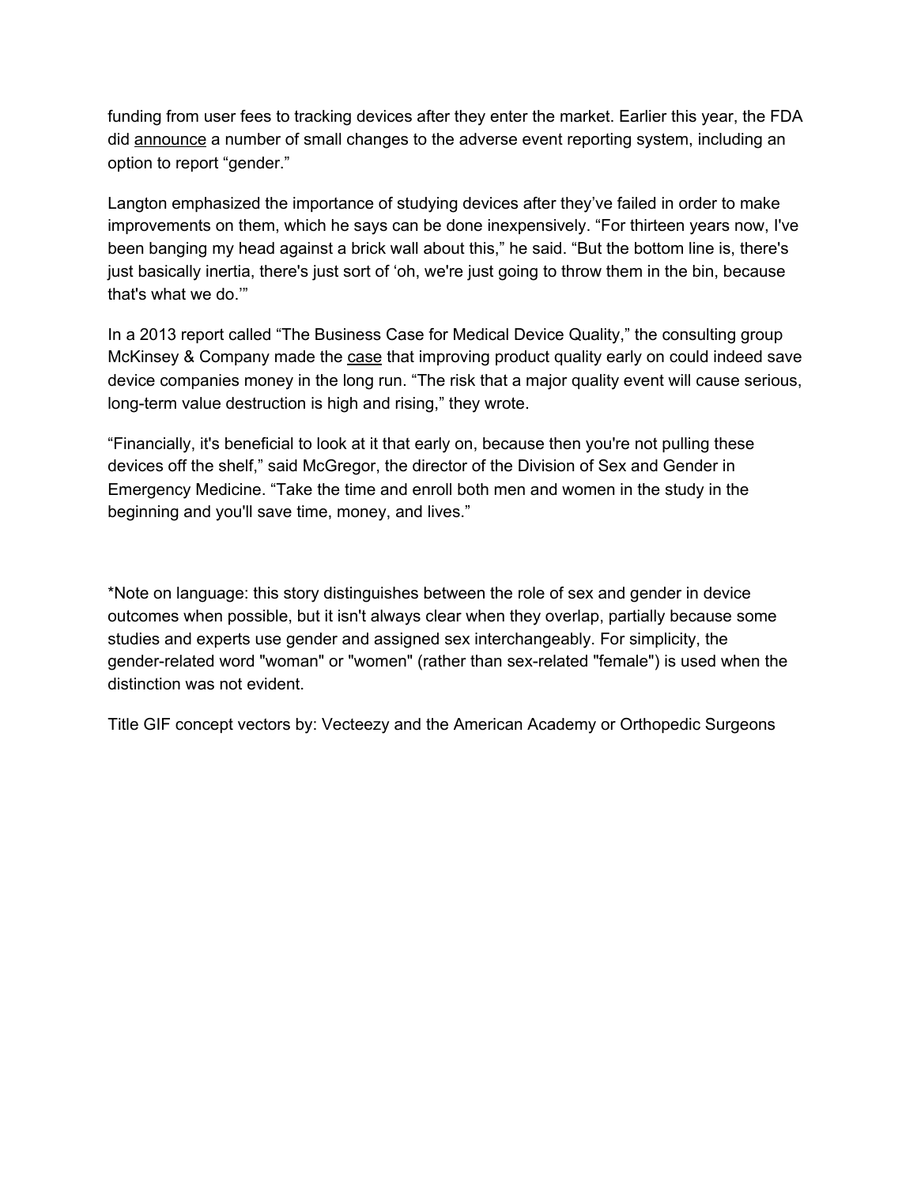funding from user fees to tracking devices after they enter the market. Earlier this year, the FDA did announce a number of small changes to the adverse event reporting system, including an option to report "gender."

Langton emphasized the importance of studying devices after they've failed in order to make improvements on them, which he says can be done inexpensively. "For thirteen years now, I've been banging my head against a brick wall about this," he said. "But the bottom line is, there's just basically inertia, there's just sort of 'oh, we're just going to throw them in the bin, because that's what we do.'"

In a 2013 report called "The Business Case for Medical Device Quality," the consulting group McKinsey & Company made the case that improving product quality early on could indeed save device companies money in the long run. "The risk that a major quality event will cause serious, long-term value destruction is high and rising," they wrote.

"Financially, it's beneficial to look at it that early on, because then you're not pulling these devices off the shelf," said McGregor, the director of the Division of Sex and Gender in Emergency Medicine. "Take the time and enroll both men and women in the study in the beginning and you'll save time, money, and lives."

*Note on language: this story distinguishes between the role of sex and gender in device outcomes when possible, but it isn't always clear when they overlap, partially because some studies and experts use gender and assigned sex interchangeably. For simplicity, the gender-related word "woman" or "women" (rather than sex-related "female") is used when the distinction was not evident.

Title GIF concept vectors by: Vecteezy and the American Academy or Orthopedic Surgeons